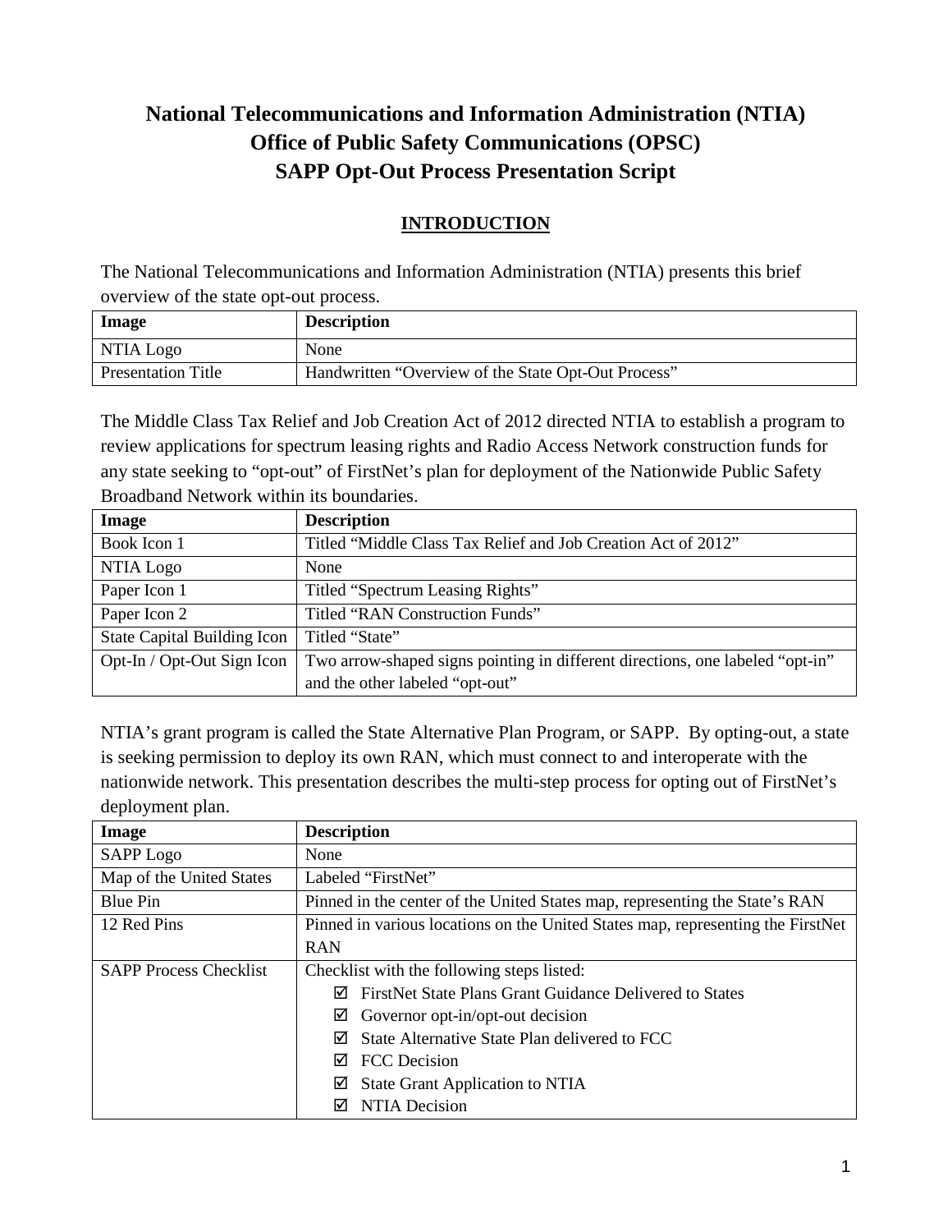# National Telecommunications and Information Administration (NTIA)
# Office of Public Safety Communications (OPSC)
# SAPP Opt-Out Process Presentation Script

## INTRODUCTION

The National Telecommunications and Information Administration (NTIA) presents this brief overview of the state opt-out process.

| Image | Description |
|---|---|
| NTIA Logo | None |
| Presentation Title | Handwritten "Overview of the State Opt-Out Process" |

The Middle Class Tax Relief and Job Creation Act of 2012 directed NTIA to establish a program to review applications for spectrum leasing rights and Radio Access Network construction funds for any state seeking to "opt-out" of FirstNet's plan for deployment of the Nationwide Public Safety Broadband Network within its boundaries.

| Image | Description |
|---|---|
| Book Icon 1 | Titled "Middle Class Tax Relief and Job Creation Act of 2012" |
| NTIA Logo | None |
| Paper Icon 1 | Titled "Spectrum Leasing Rights" |
| Paper Icon 2 | Titled "RAN Construction Funds" |
| State Capital Building Icon | Titled "State" |
| Opt-In / Opt-Out Sign Icon | Two arrow-shaped signs pointing in different directions, one labeled "opt-in" and the other labeled "opt-out" |

NTIA's grant program is called the State Alternative Plan Program, or SAPP. By opting-out, a state is seeking permission to deploy its own RAN, which must connect to and interoperate with the nationwide network. This presentation describes the multi-step process for opting out of FirstNet's deployment plan.

| Image | Description |
|---|---|
| SAPP Logo | None |
| Map of the United States | Labeled "FirstNet" |
| Blue Pin | Pinned in the center of the United States map, representing the State's RAN |
| 12 Red Pins | Pinned in various locations on the United States map, representing the FirstNet RAN |
| SAPP Process Checklist | Checklist with the following steps listed:<br>☑ FirstNet State Plans Grant Guidance Delivered to States<br>☑ Governor opt-in/opt-out decision<br>☑ State Alternative State Plan delivered to FCC<br>☑ FCC Decision<br>☑ State Grant Application to NTIA<br>☑ NTIA Decision |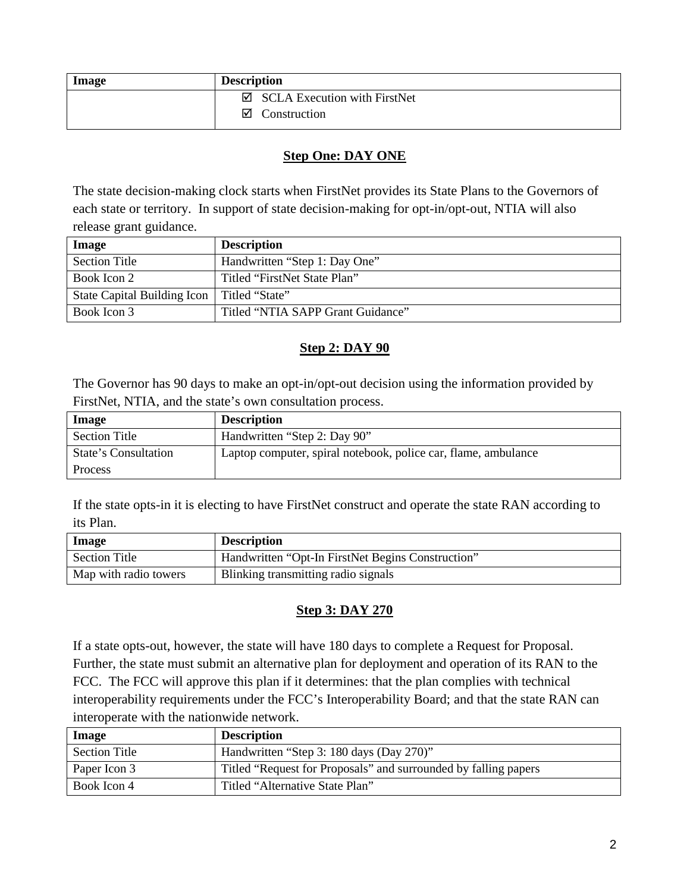| Image | Description |
| --- | --- |
| | ☑ SCLA Execution with FirstNet<br>☑ Construction |

## Step One: DAY ONE

The state decision-making clock starts when FirstNet provides its State Plans to the Governors of each state or territory. In support of state decision-making for opt-in/opt-out, NTIA will also release grant guidance.

| Image | Description |
| --- | --- |
| Section Title | Handwritten “Step 1: Day One” |
| Book Icon 2 | Titled “FirstNet State Plan” |
| State Capital Building Icon | Titled “State” |
| Book Icon 3 | Titled “NTIA SAPP Grant Guidance” |

## Step 2: DAY 90

The Governor has 90 days to make an opt-in/opt-out decision using the information provided by FirstNet, NTIA, and the state’s own consultation process.

| Image | Description |
| --- | --- |
| Section Title | Handwritten “Step 2: Day 90” |
| State’s Consultation Process | Laptop computer, spiral notebook, police car, flame, ambulance |

If the state opts-in it is electing to have FirstNet construct and operate the state RAN according to its Plan.

| Image | Description |
| --- | --- |
| Section Title | Handwritten “Opt-In FirstNet Begins Construction” |
| Map with radio towers | Blinking transmitting radio signals |

## Step 3: DAY 270

If a state opts-out, however, the state will have 180 days to complete a Request for Proposal. Further, the state must submit an alternative plan for deployment and operation of its RAN to the FCC. The FCC will approve this plan if it determines: that the plan complies with technical interoperability requirements under the FCC’s Interoperability Board; and that the state RAN can interoperate with the nationwide network.

| Image | Description |
| --- | --- |
| Section Title | Handwritten “Step 3: 180 days (Day 270)” |
| Paper Icon 3 | Titled “Request for Proposals” and surrounded by falling papers |
| Book Icon 4 | Titled “Alternative State Plan” |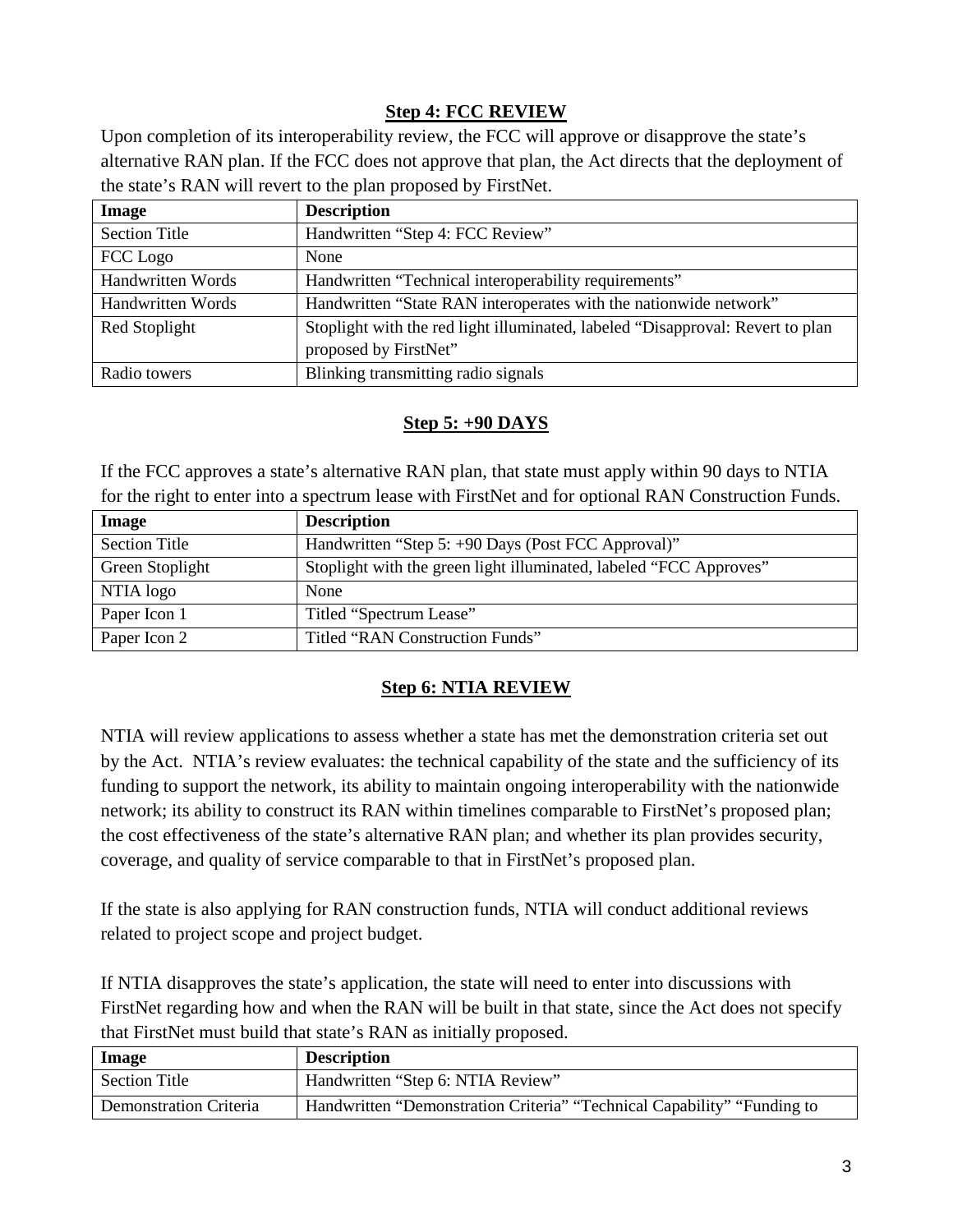**Step 4: FCC REVIEW**

Upon completion of its interoperability review, the FCC will approve or disapprove the state's alternative RAN plan. If the FCC does not approve that plan, the Act directs that the deployment of the state's RAN will revert to the plan proposed by FirstNet.

| Image | Description |
|---|---|
| Section Title | Handwritten "Step 4: FCC Review" |
| FCC Logo | None |
| Handwritten Words | Handwritten "Technical interoperability requirements" |
| Handwritten Words | Handwritten "State RAN interoperates with the nationwide network" |
| Red Stoplight | Stoplight with the red light illuminated, labeled "Disapproval: Revert to plan proposed by FirstNet" |
| Radio towers | Blinking transmitting radio signals |

**Step 5: +90 DAYS**

If the FCC approves a state's alternative RAN plan, that state must apply within 90 days to NTIA for the right to enter into a spectrum lease with FirstNet and for optional RAN Construction Funds.

| Image | Description |
|---|---|
| Section Title | Handwritten "Step 5: +90 Days (Post FCC Approval)" |
| Green Stoplight | Stoplight with the green light illuminated, labeled "FCC Approves" |
| NTIA logo | None |
| Paper Icon 1 | Titled "Spectrum Lease" |
| Paper Icon 2 | Titled "RAN Construction Funds" |

**Step 6: NTIA REVIEW**

NTIA will review applications to assess whether a state has met the demonstration criteria set out by the Act. NTIA's review evaluates: the technical capability of the state and the sufficiency of its funding to support the network, its ability to maintain ongoing interoperability with the nationwide network; its ability to construct its RAN within timelines comparable to FirstNet's proposed plan; the cost effectiveness of the state's alternative RAN plan; and whether its plan provides security, coverage, and quality of service comparable to that in FirstNet's proposed plan.

If the state is also applying for RAN construction funds, NTIA will conduct additional reviews related to project scope and project budget.

If NTIA disapproves the state's application, the state will need to enter into discussions with FirstNet regarding how and when the RAN will be built in that state, since the Act does not specify that FirstNet must build that state's RAN as initially proposed.

| Image | Description |
|---|---|
| Section Title | Handwritten "Step 6: NTIA Review" |
| Demonstration Criteria | Handwritten "Demonstration Criteria" "Technical Capability" "Funding to |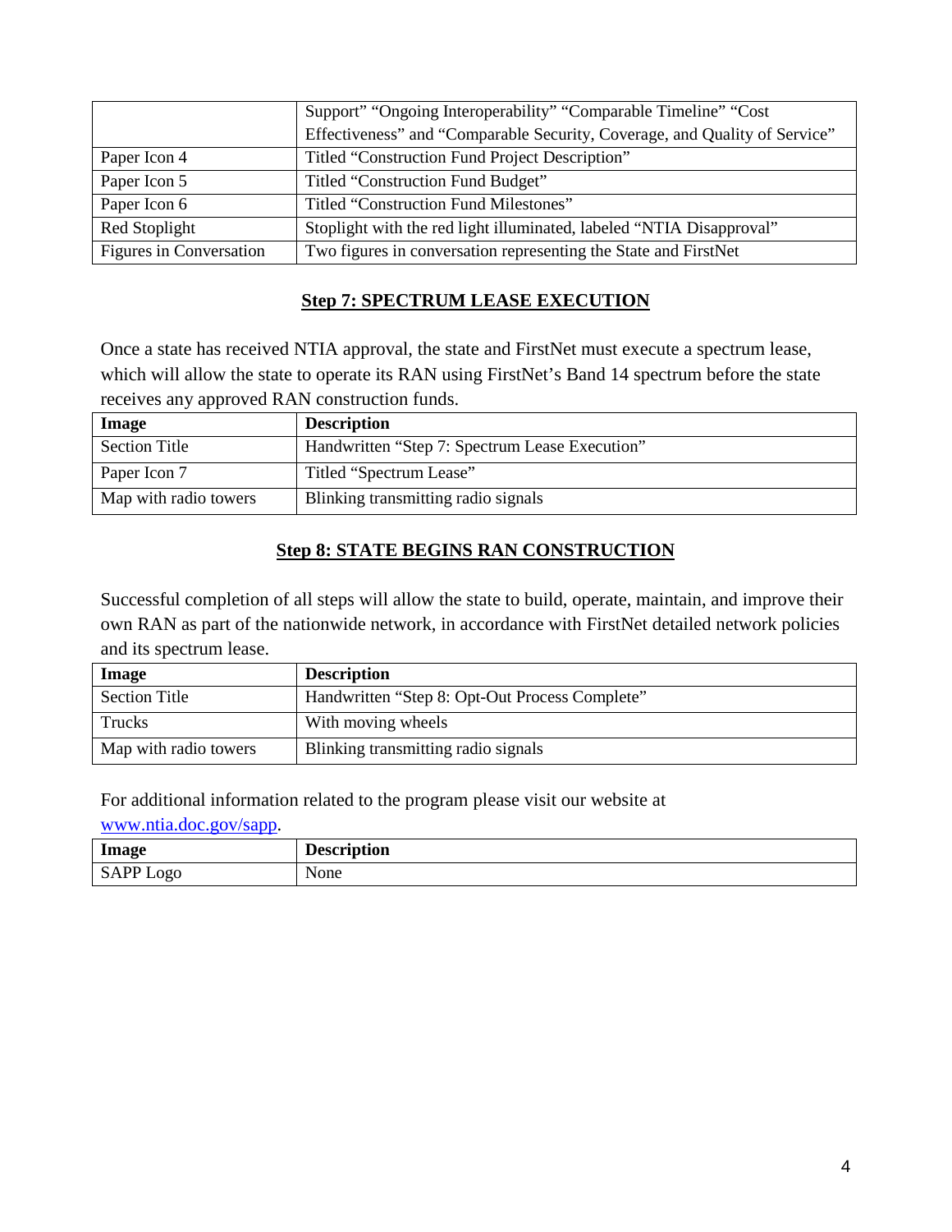| | |
|---|---|
| | Support" "Ongoing Interoperability" "Comparable Timeline" "Cost Effectiveness" and "Comparable Security, Coverage, and Quality of Service" |
| Paper Icon 4 | Titled "Construction Fund Project Description" |
| Paper Icon 5 | Titled "Construction Fund Budget" |
| Paper Icon 6 | Titled "Construction Fund Milestones" |
| Red Stoplight | Stoplight with the red light illuminated, labeled "NTIA Disapproval" |
| Figures in Conversation | Two figures in conversation representing the State and FirstNet |

## Step 7: SPECTRUM LEASE EXECUTION

Once a state has received NTIA approval, the state and FirstNet must execute a spectrum lease, which will allow the state to operate its RAN using FirstNet's Band 14 spectrum before the state receives any approved RAN construction funds.

| Image | Description |
|---|---|
| Section Title | Handwritten "Step 7: Spectrum Lease Execution" |
| Paper Icon 7 | Titled "Spectrum Lease" |
| Map with radio towers | Blinking transmitting radio signals |

## Step 8: STATE BEGINS RAN CONSTRUCTION

Successful completion of all steps will allow the state to build, operate, maintain, and improve their own RAN as part of the nationwide network, in accordance with FirstNet detailed network policies and its spectrum lease.

| Image | Description |
|---|---|
| Section Title | Handwritten "Step 8: Opt-Out Process Complete" |
| Trucks | With moving wheels |
| Map with radio towers | Blinking transmitting radio signals |

For additional information related to the program please visit our website at www.ntia.doc.gov/sapp.

| Image | Description |
|---|---|
| SAPP Logo | None |